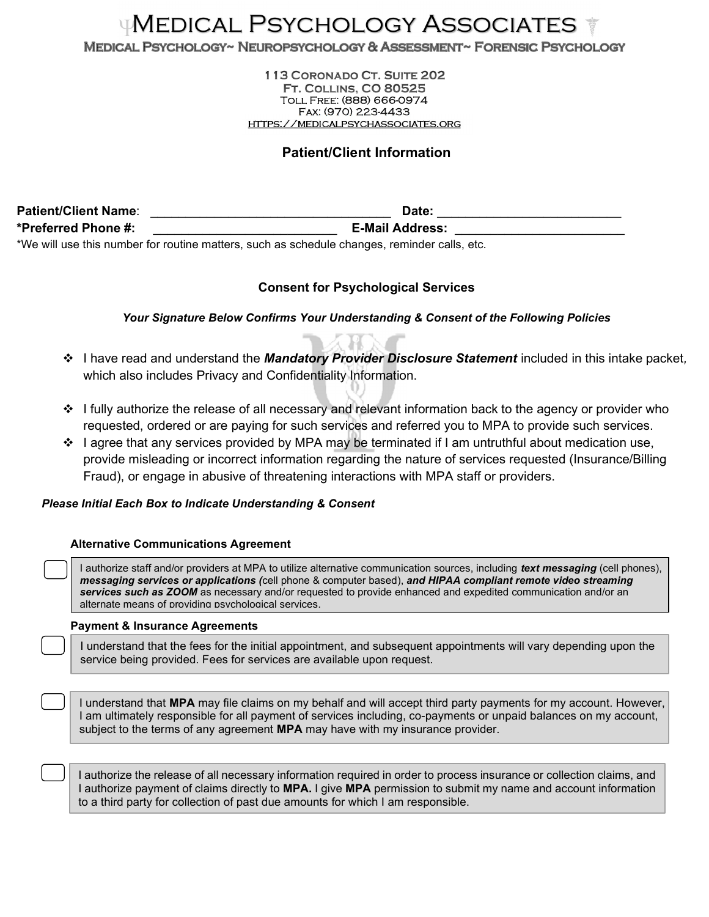# Medical Psychology Associates

**Medical Psychology~ Neuropsychology & Assessment~ Forensic Psychology**

113 Coronado Ct. Suite 202
Ft. Collins, CO 80525
Toll Free: (888) 666-0974
Fax: (970) 223-4433
https://medicalpsychassociates.org

## Patient/Client Information

**Patient/Client Name**: ___________________________________ **Date:** __________________________
**\*Preferred Phone #:** ___________________________ **E-Mail Address:** ________________________
*We will use this number for routine matters, such as schedule changes, reminder calls, etc.

### Consent for Psychological Services

***Your Signature Below Confirms Your Understanding & Consent of the Following Policies***

- I have read and understand the ***Mandatory Provider Disclosure Statement*** included in this intake packet, which also includes Privacy and Confidentiality Information.
- I fully authorize the release of all necessary and relevant information back to the agency or provider who requested, ordered or are paying for such services and referred you to MPA to provide such services.
- I agree that any services provided by MPA may be terminated if I am untruthful about medication use, provide misleading or incorrect information regarding the nature of services requested (Insurance/Billing Fraud), or engage in abusive of threatening interactions with MPA staff or providers.

***Please Initial Each Box to Indicate Understanding & Consent***

**Alternative Communications Agreement**

☐ I authorize staff and/or providers at MPA to utilize alternative communication sources, including ***text messaging*** (cell phones), ***messaging services or applications (***cell phone & computer based), ***and HIPAA compliant remote video streaming services such as ZOOM*** as necessary and/or requested to provide enhanced and expedited communication and/or an alternate means of providing psychological services.

**Payment & Insurance Agreements**

☐ I understand that the fees for the initial appointment, and subsequent appointments will vary depending upon the service being provided. Fees for services are available upon request.

☐ I understand that **MPA** may file claims on my behalf and will accept third party payments for my account. However, I am ultimately responsible for all payment of services including, co-payments or unpaid balances on my account, subject to the terms of any agreement **MPA** may have with my insurance provider.

☐ I authorize the release of all necessary information required in order to process insurance or collection claims, and I authorize payment of claims directly to **MPA.** I give **MPA** permission to submit my name and account information to a third party for collection of past due amounts for which I am responsible.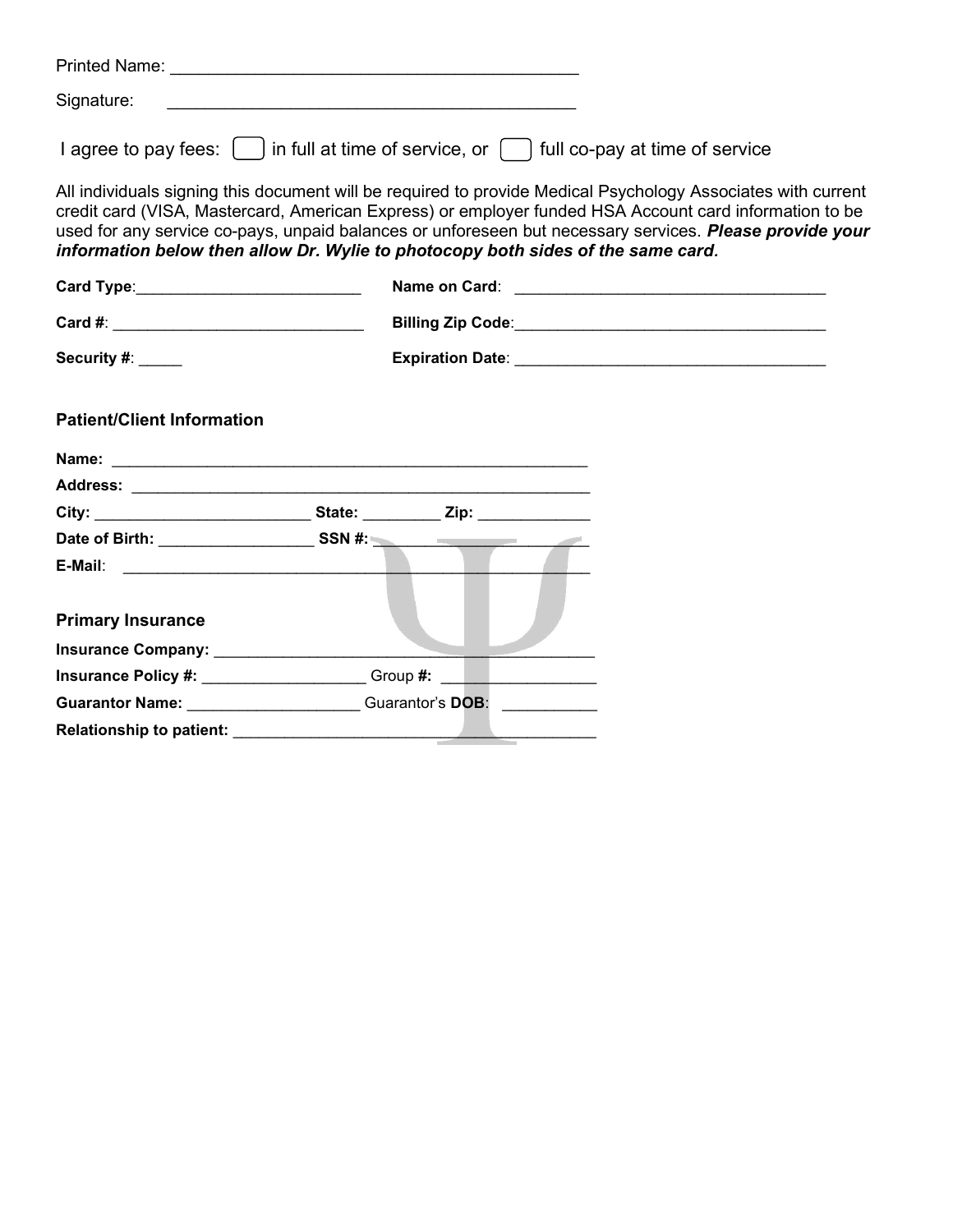Printed Name: ___________________________________________

Signature: ___________________________________________

I agree to pay fees: ☐ in full at time of service, or ☐ full co-pay at time of service

All individuals signing this document will be required to provide Medical Psychology Associates with current credit card (VISA, Mastercard, American Express) or employer funded HSA Account card information to be used for any service co-pays, unpaid balances or unforeseen but necessary services. ***Please provide your information below then allow Dr. Wylie to photocopy both sides of the same card.***

**Card Type**:__________________________ **Name on Card**: ___________________________________

**Card #**: _____________________________ **Billing Zip Code**:___________________________________

**Security #**: _____ **Expiration Date**: ___________________________________

### Patient/Client Information

**Name:** _______________________________________________________

**Address:** _____________________________________________________

**City:** ________________________ **State:** _________ **Zip:** _____________

**Date of Birth:** __________________ **SSN #:** _________________________

**E-Mail**: _______________________________________________________

### Primary Insurance

**Insurance Company:** ___________________________________________

**Insurance Policy #:** ___________________ Group **#:** __________________

**Guarantor Name:** ____________________ Guarantor's **DOB**: ___________

**Relationship to patient:** ________________________________________